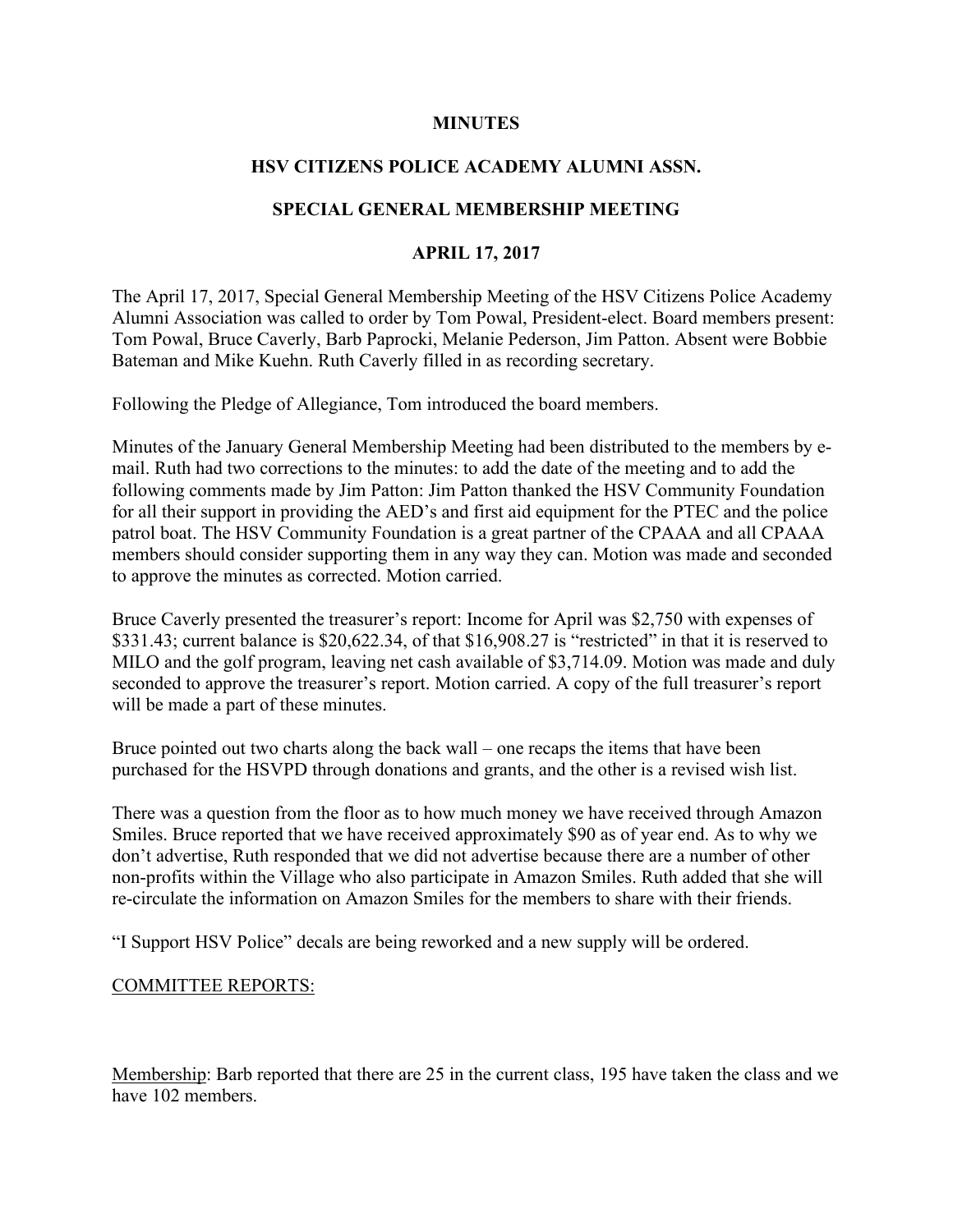**MINUTES**

**HSV CITIZENS POLICE ACADEMY ALUMNI ASSN.**

**SPECIAL GENERAL MEMBERSHIP MEETING**

**APRIL 17, 2017**

The April 17, 2017, Special General Membership Meeting of the HSV Citizens Police Academy Alumni Association was called to order by Tom Powal, President-elect. Board members present: Tom Powal, Bruce Caverly, Barb Paprocki, Melanie Pederson, Jim Patton. Absent were Bobbie Bateman and Mike Kuehn. Ruth Caverly filled in as recording secretary.

Following the Pledge of Allegiance, Tom introduced the board members.

Minutes of the January General Membership Meeting had been distributed to the members by e-mail. Ruth had two corrections to the minutes: to add the date of the meeting and to add the following comments made by Jim Patton: Jim Patton thanked the HSV Community Foundation for all their support in providing the AED's and first aid equipment for the PTEC and the police patrol boat. The HSV Community Foundation is a great partner of the CPAAA and all CPAAA members should consider supporting them in any way they can. Motion was made and seconded to approve the minutes as corrected. Motion carried.

Bruce Caverly presented the treasurer's report: Income for April was $2,750 with expenses of $331.43; current balance is $20,622.34, of that $16,908.27 is "restricted" in that it is reserved to MILO and the golf program, leaving net cash available of $3,714.09. Motion was made and duly seconded to approve the treasurer's report. Motion carried. A copy of the full treasurer's report will be made a part of these minutes.

Bruce pointed out two charts along the back wall – one recaps the items that have been purchased for the HSVPD through donations and grants, and the other is a revised wish list.

There was a question from the floor as to how much money we have received through Amazon Smiles. Bruce reported that we have received approximately $90 as of year end. As to why we don't advertise, Ruth responded that we did not advertise because there are a number of other non-profits within the Village who also participate in Amazon Smiles. Ruth added that she will re-circulate the information on Amazon Smiles for the members to share with their friends.

"I Support HSV Police" decals are being reworked and a new supply will be ordered.

<u>COMMITTEE REPORTS:</u>

<u>Membership</u>: Barb reported that there are 25 in the current class, 195 have taken the class and we have 102 members.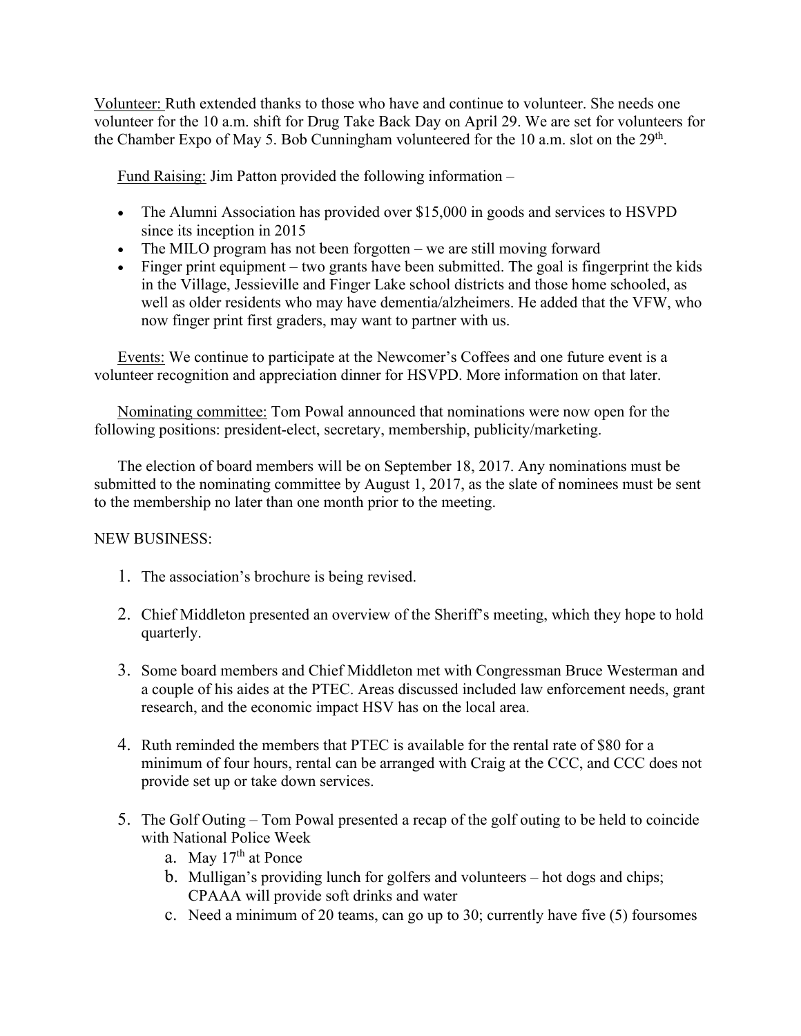Volunteer: Ruth extended thanks to those who have and continue to volunteer. She needs one volunteer for the 10 a.m. shift for Drug Take Back Day on April 29. We are set for volunteers for the Chamber Expo of May 5. Bob Cunningham volunteered for the 10 a.m. slot on the 29th.

Fund Raising: Jim Patton provided the following information –

- The Alumni Association has provided over $15,000 in goods and services to HSVPD since its inception in 2015
- The MILO program has not been forgotten – we are still moving forward
- Finger print equipment – two grants have been submitted. The goal is fingerprint the kids in the Village, Jessieville and Finger Lake school districts and those home schooled, as well as older residents who may have dementia/alzheimers. He added that the VFW, who now finger print first graders, may want to partner with us.

Events: We continue to participate at the Newcomer's Coffees and one future event is a volunteer recognition and appreciation dinner for HSVPD. More information on that later.

Nominating committee: Tom Powal announced that nominations were now open for the following positions: president-elect, secretary, membership, publicity/marketing.

The election of board members will be on September 18, 2017. Any nominations must be submitted to the nominating committee by August 1, 2017, as the slate of nominees must be sent to the membership no later than one month prior to the meeting.

NEW BUSINESS:

1. The association's brochure is being revised.

2. Chief Middleton presented an overview of the Sheriff's meeting, which they hope to hold quarterly.

3. Some board members and Chief Middleton met with Congressman Bruce Westerman and a couple of his aides at the PTEC. Areas discussed included law enforcement needs, grant research, and the economic impact HSV has on the local area.

4. Ruth reminded the members that PTEC is available for the rental rate of $80 for a minimum of four hours, rental can be arranged with Craig at the CCC, and CCC does not provide set up or take down services.

5. The Golf Outing – Tom Powal presented a recap of the golf outing to be held to coincide with National Police Week
    a. May 17th at Ponce
    b. Mulligan's providing lunch for golfers and volunteers – hot dogs and chips; CPAAA will provide soft drinks and water
    c. Need a minimum of 20 teams, can go up to 30; currently have five (5) foursomes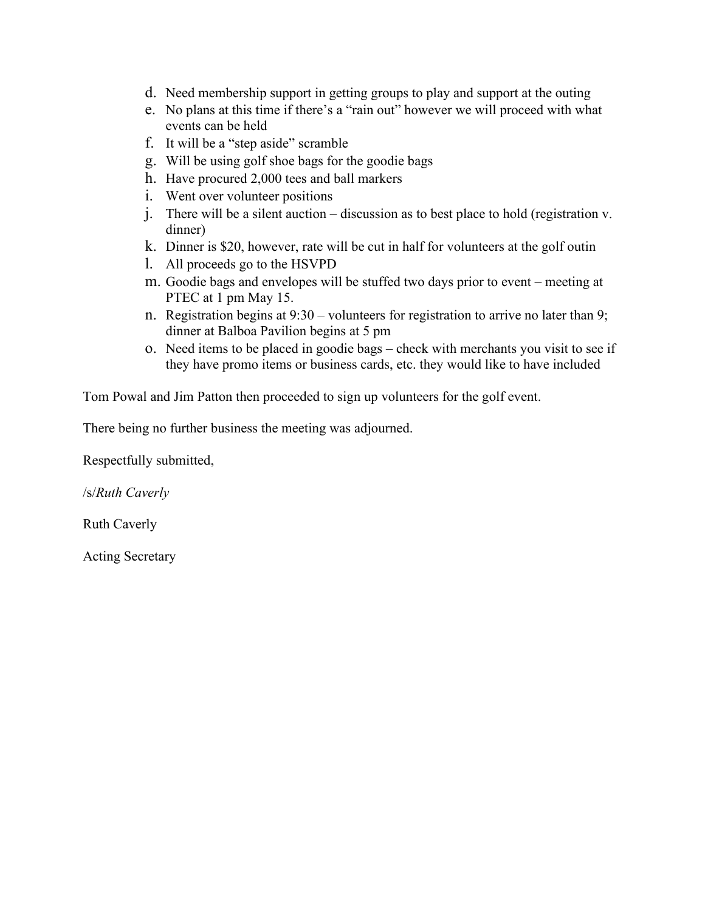d. Need membership support in getting groups to play and support at the outing
e. No plans at this time if there's a "rain out" however we will proceed with what events can be held
f. It will be a "step aside" scramble
g. Will be using golf shoe bags for the goodie bags
h. Have procured 2,000 tees and ball markers
i. Went over volunteer positions
j. There will be a silent auction – discussion as to best place to hold (registration v. dinner)
k. Dinner is $20, however, rate will be cut in half for volunteers at the golf outin
l. All proceeds go to the HSVPD
m. Goodie bags and envelopes will be stuffed two days prior to event – meeting at PTEC at 1 pm May 15.
n. Registration begins at 9:30 – volunteers for registration to arrive no later than 9; dinner at Balboa Pavilion begins at 5 pm
o. Need items to be placed in goodie bags – check with merchants you visit to see if they have promo items or business cards, etc. they would like to have included

Tom Powal and Jim Patton then proceeded to sign up volunteers for the golf event.

There being no further business the meeting was adjourned.

Respectfully submitted,

/s/*Ruth Caverly*

Ruth Caverly

Acting Secretary